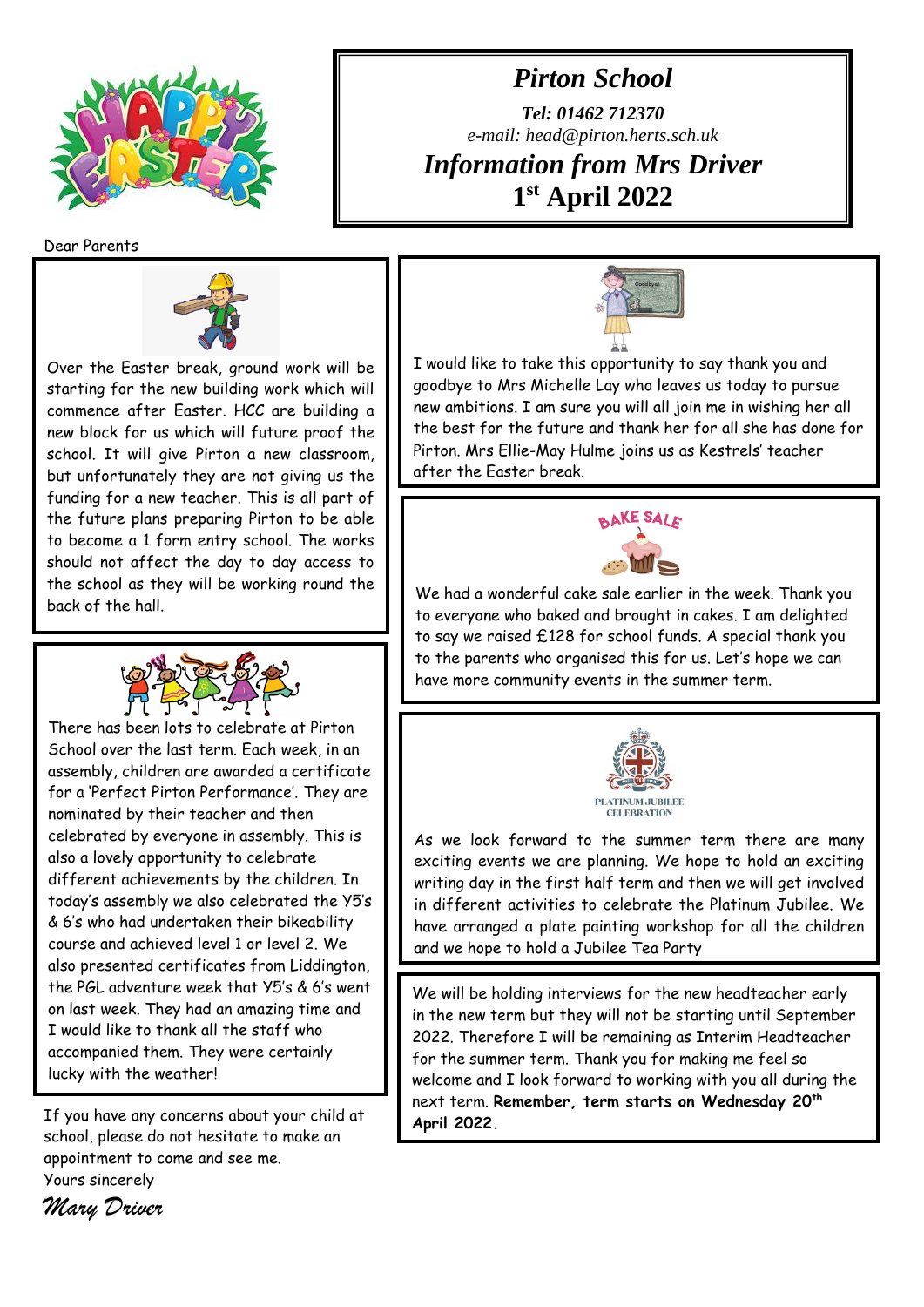# Pirton School

***Tel: 01462 712370***

*e-mail: head@pirton.herts.sch.uk*

## *Information from Mrs Driver*

## 1st April 2022

Dear Parents

Over the Easter break, ground work will be starting for the new building work which will commence after Easter. HCC are building a new block for us which will future proof the school. It will give Pirton a new classroom, but unfortunately they are not giving us the funding for a new teacher. This is all part of the future plans preparing Pirton to be able to become a 1 form entry school. The works should not affect the day to day access to the school as they will be working round the back of the hall.

There has been lots to celebrate at Pirton School over the last term. Each week, in an assembly, children are awarded a certificate for a 'Perfect Pirton Performance'. They are nominated by their teacher and then celebrated by everyone in assembly. This is also a lovely opportunity to celebrate different achievements by the children. In today's assembly we also celebrated the Y5's & 6's who had undertaken their bikeability course and achieved level 1 or level 2. We also presented certificates from Liddington, the PGL adventure week that Y5's & 6's went on last week. They had an amazing time and I would like to thank all the staff who accompanied them. They were certainly lucky with the weather!

I would like to take this opportunity to say thank you and goodbye to Mrs Michelle Lay who leaves us today to pursue new ambitions. I am sure you will all join me in wishing her all the best for the future and thank her for all she has done for Pirton. Mrs Ellie-May Hulme joins us as Kestrels' teacher after the Easter break.

We had a wonderful cake sale earlier in the week. Thank you to everyone who baked and brought in cakes. I am delighted to say we raised £128 for school funds. A special thank you to the parents who organised this for us. Let's hope we can have more community events in the summer term.

As we look forward to the summer term there are many exciting events we are planning. We hope to hold an exciting writing day in the first half term and then we will get involved in different activities to celebrate the Platinum Jubilee. We have arranged a plate painting workshop for all the children and we hope to hold a Jubilee Tea Party

We will be holding interviews for the new headteacher early in the new term but they will not be starting until September 2022. Therefore I will be remaining as Interim Headteacher for the summer term. Thank you for making me feel so welcome and I look forward to working with you all during the next term. **Remember, term starts on Wednesday 20th April 2022.**

If you have any concerns about your child at school, please do not hesitate to make an appointment to come and see me.

Yours sincerely

*Mary Driver*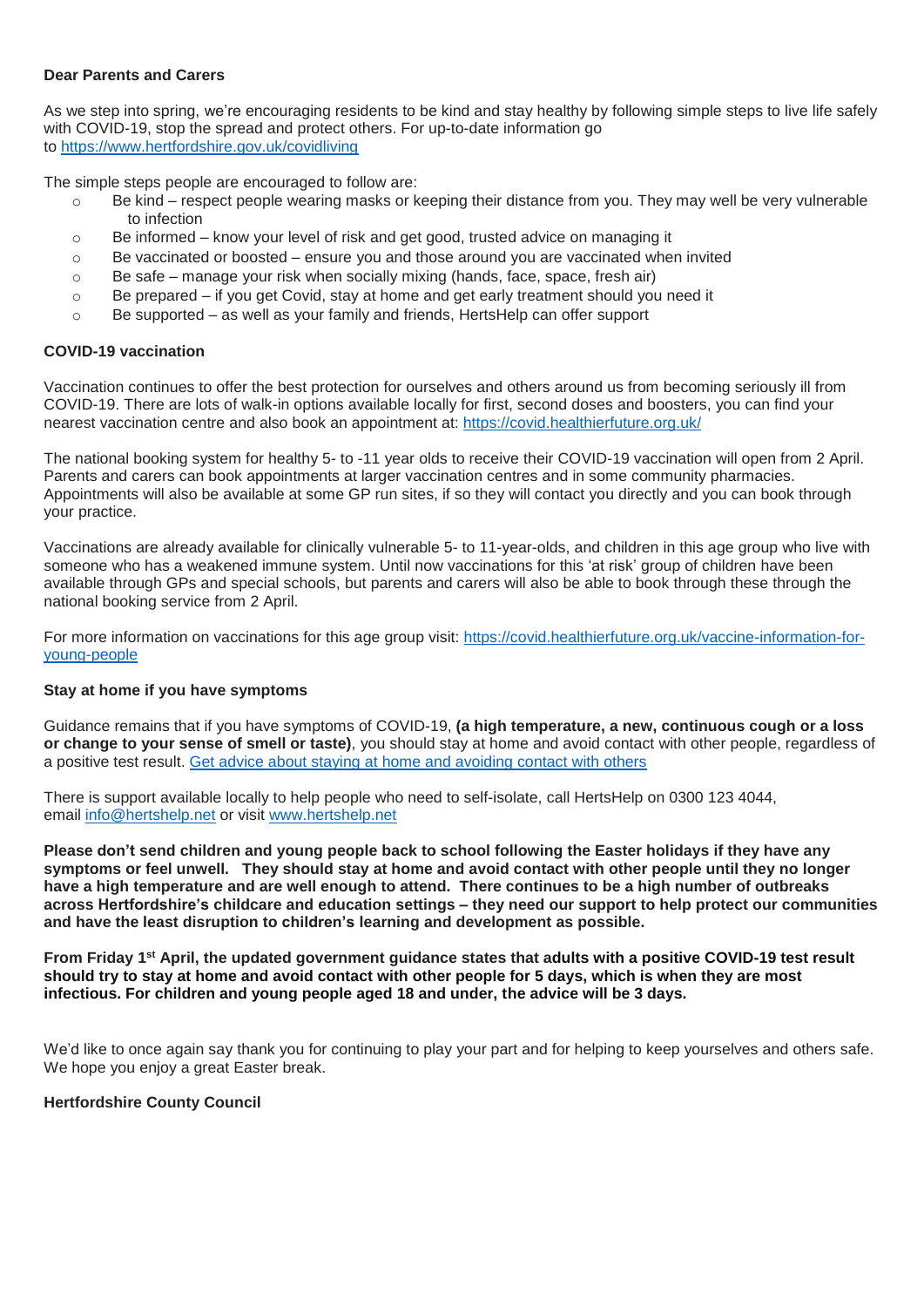**Dear Parents and Carers**

As we step into spring, we're encouraging residents to be kind and stay healthy by following simple steps to live life safely with COVID-19, stop the spread and protect others. For up-to-date information go to [https://www.hertfordshire.gov.uk/covidliving](https://www.hertfordshire.gov.uk/covidliving)

The simple steps people are encouraged to follow are:

- Be kind – respect people wearing masks or keeping their distance from you. They may well be very vulnerable to infection
- Be informed – know your level of risk and get good, trusted advice on managing it
- Be vaccinated or boosted – ensure you and those around you are vaccinated when invited
- Be safe – manage your risk when socially mixing (hands, face, space, fresh air)
- Be prepared – if you get Covid, stay at home and get early treatment should you need it
- Be supported – as well as your family and friends, HertsHelp can offer support

**COVID-19 vaccination**

Vaccination continues to offer the best protection for ourselves and others around us from becoming seriously ill from COVID-19. There are lots of walk-in options available locally for first, second doses and boosters, you can find your nearest vaccination centre and also book an appointment at: [https://covid.healthierfuture.org.uk/](https://covid.healthierfuture.org.uk/)

The national booking system for healthy 5- to -11 year olds to receive their COVID-19 vaccination will open from 2 April. Parents and carers can book appointments at larger vaccination centres and in some community pharmacies. Appointments will also be available at some GP run sites, if so they will contact you directly and you can book through your practice.

Vaccinations are already available for clinically vulnerable 5- to 11-year-olds, and children in this age group who live with someone who has a weakened immune system. Until now vaccinations for this 'at risk' group of children have been available through GPs and special schools, but parents and carers will also be able to book through these through the national booking service from 2 April.

For more information on vaccinations for this age group visit: [https://covid.healthierfuture.org.uk/vaccine-information-for-young-people](https://covid.healthierfuture.org.uk/vaccine-information-for-young-people)

**Stay at home if you have symptoms**

Guidance remains that if you have symptoms of COVID-19, **(a high temperature, a new, continuous cough or a loss or change to your sense of smell or taste)**, you should stay at home and avoid contact with other people, regardless of a positive test result. Get advice about staying at home and avoiding contact with others

There is support available locally to help people who need to self-isolate, call HertsHelp on 0300 123 4044, email [info@hertshelp.net](mailto:info@hertshelp.net) or visit [www.hertshelp.net](http://www.hertshelp.net)

**Please don't send children and young people back to school following the Easter holidays if they have any symptoms or feel unwell. They should stay at home and avoid contact with other people until they no longer have a high temperature and are well enough to attend. There continues to be a high number of outbreaks across Hertfordshire's childcare and education settings – they need our support to help protect our communities and have the least disruption to children's learning and development as possible.**

**From Friday 1st April, the updated government guidance states that adults with a positive COVID-19 test result should try to stay at home and avoid contact with other people for 5 days, which is when they are most infectious. For children and young people aged 18 and under, the advice will be 3 days.**

We'd like to once again say thank you for continuing to play your part and for helping to keep yourselves and others safe. We hope you enjoy a great Easter break.

**Hertfordshire County Council**